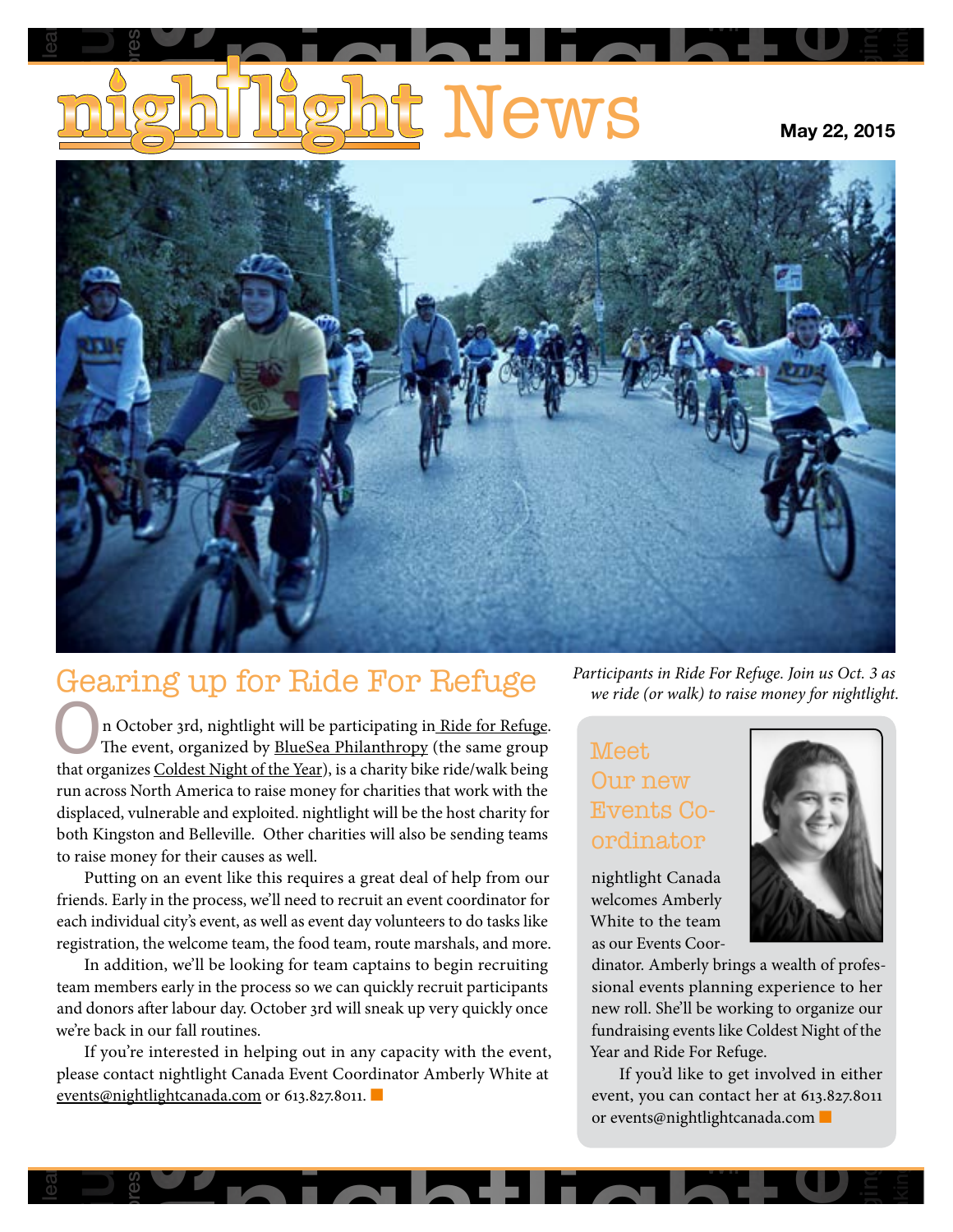# nightlight News

**May 22, 2015**

*Participants in Ride For Refuge. Join us Oct. 3 as we ride (or walk) to raise money for nightlight.*

## Gearing up for Ride For Refuge

On October 3rd, nightlight will be participating in Ride for Refuge. The event, organized by BlueSea Philanthropy (the same group that organizes Coldest Night of the Year), is a charity bike ride/walk being run across North America to raise money for charities that work with the displaced, vulnerable and exploited. nightlight will be the host charity for both Kingston and Belleville. Other charities will also be sending teams to raise money for their causes as well.

Putting on an event like this requires a great deal of help from our friends. Early in the process, we'll need to recruit an event coordinator for each individual city's event, as well as event day volunteers to do tasks like registration, the welcome team, the food team, route marshals, and more.

In addition, we'll be looking for team captains to begin recruiting team members early in the process so we can quickly recruit participants and donors after labour day. October 3rd will sneak up very quickly once we're back in our fall routines.

If you're interested in helping out in any capacity with the event, please contact nightlight Canada Event Coordinator Amberly White at events@nightlightcanada.com or 613.827.8011.

## Meet Our new Events Coordinator

nightlight Canada welcomes Amberly White to the team as our Events Coordinator. Amberly brings a wealth of professional events planning experience to her new roll. She'll be working to organize our fundraising events like Coldest Night of the Year and Ride For Refuge.

If you'd like to get involved in either event, you can contact her at 613.827.8011 or events@nightlightcanada.com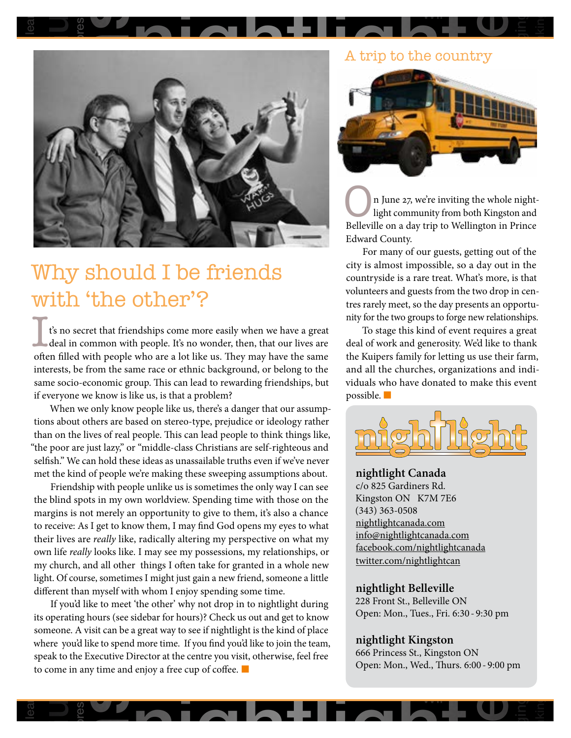# Why should I be friends with 'the other'?

It's no secret that friendships come more easily when we have a great deal in common with people. It's no wonder, then, that our lives are often filled with people who are a lot like us. They may have the same interests, be from the same race or ethnic background, or belong to the same socio-economic group. This can lead to rewarding friendships, but if everyone we know is like us, is that a problem?

When we only know people like us, there's a danger that our assumptions about others are based on stereo-type, prejudice or ideology rather than on the lives of real people. This can lead people to think things like, "the poor are just lazy," or "middle-class Christians are self-righteous and selfish." We can hold these ideas as unassailable truths even if we've never met the kind of people we're making these sweeping assumptions about.

Friendship with people unlike us is sometimes the only way I can see the blind spots in my own worldview. Spending time with those on the margins is not merely an opportunity to give to them, it's also a chance to receive: As I get to know them, I may find God opens my eyes to what their lives are *really* like, radically altering my perspective on what my own life *really* looks like. I may see my possessions, my relationships, or my church, and all other things I often take for granted in a whole new light. Of course, sometimes I might just gain a new friend, someone a little different than myself with whom I enjoy spending some time.

If you'd like to meet 'the other' why not drop in to nightlight during its operating hours (see sidebar for hours)? Check us out and get to know someone. A visit can be a great way to see if nightlight is the kind of place where you'd like to spend more time. If you find you'd like to join the team, speak to the Executive Director at the centre you visit, otherwise, feel free to come in any time and enjoy a free cup of coffee.

## A trip to the country

On June 27, we're inviting the whole nightlight community from both Kingston and Belleville on a day trip to Wellington in Prince Edward County.

For many of our guests, getting out of the city is almost impossible, so a day out in the countryside is a rare treat. What's more, is that volunteers and guests from the two drop in centres rarely meet, so the day presents an opportunity for the two groups to forge new relationships.

To stage this kind of event requires a great deal of work and generosity. We'd like to thank the Kuipers family for letting us use their farm, and all the churches, organizations and individuals who have donated to make this event possible.

**nightlight Canada**
c/o 825 Gardiners Rd.
Kingston ON K7M 7E6
(343) 363-0508
nightlightcanada.com
info@nightlightcanada.com
facebook.com/nightlightcanada
twitter.com/nightlightcan

**nightlight Belleville**
228 Front St., Belleville ON
Open: Mon., Tues., Fri. 6:30 - 9:30 pm

**nightlight Kingston**
666 Princess St., Kingston ON
Open: Mon., Wed., Thurs. 6:00 - 9:00 pm